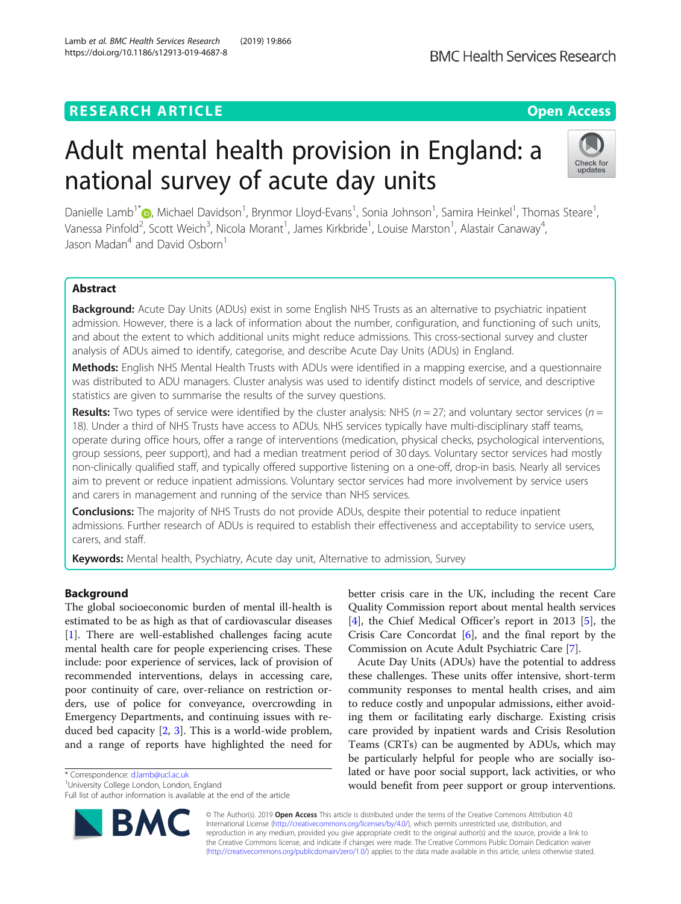RESEARCH ARTICLE

Open Access

# Adult mental health provision in England: a national survey of acute day units

Danielle Lamb[1*], Michael Davidson[1], Brynmor Lloyd-Evans[1], Sonia Johnson[1], Samira Heinkel[1], Thomas Steare[1], Vanessa Pinfold[2], Scott Weich[3], Nicola Morant[1], James Kirkbride[1], Louise Marston[1], Alastair Canaway[4], Jason Madan[4] and David Osborn[1]

## Abstract

**Background:** Acute Day Units (ADUs) exist in some English NHS Trusts as an alternative to psychiatric inpatient admission. However, there is a lack of information about the number, configuration, and functioning of such units, and about the extent to which additional units might reduce admissions. This cross-sectional survey and cluster analysis of ADUs aimed to identify, categorise, and describe Acute Day Units (ADUs) in England.

**Methods:** English NHS Mental Health Trusts with ADUs were identified in a mapping exercise, and a questionnaire was distributed to ADU managers. Cluster analysis was used to identify distinct models of service, and descriptive statistics are given to summarise the results of the survey questions.

**Results:** Two types of service were identified by the cluster analysis: NHS ($n = 27$; and voluntary sector services ($n = 18$). Under a third of NHS Trusts have access to ADUs. NHS services typically have multi-disciplinary staff teams, operate during office hours, offer a range of interventions (medication, physical checks, psychological interventions, group sessions, peer support), and had a median treatment period of 30 days. Voluntary sector services had mostly non-clinically qualified staff, and typically offered supportive listening on a one-off, drop-in basis. Nearly all services aim to prevent or reduce inpatient admissions. Voluntary sector services had more involvement by service users and carers in management and running of the service than NHS services.

**Conclusions:** The majority of NHS Trusts do not provide ADUs, despite their potential to reduce inpatient admissions. Further research of ADUs is required to establish their effectiveness and acceptability to service users, carers, and staff.

**Keywords:** Mental health, Psychiatry, Acute day unit, Alternative to admission, Survey

## Background

The global socioeconomic burden of mental ill-health is estimated to be as high as that of cardiovascular diseases [1]. There are well-established challenges facing acute mental health care for people experiencing crises. These include: poor experience of services, lack of provision of recommended interventions, delays in accessing care, poor continuity of care, over-reliance on restriction orders, use of police for conveyance, overcrowding in Emergency Departments, and continuing issues with reduced bed capacity [2, 3]. This is a world-wide problem, and a range of reports have highlighted the need for better crisis care in the UK, including the recent Care Quality Commission report about mental health services [4], the Chief Medical Officer's report in 2013 [5], the Crisis Care Concordat [6], and the final report by the Commission on Acute Adult Psychiatric Care [7].

Acute Day Units (ADUs) have the potential to address these challenges. These units offer intensive, short-term community responses to mental health crises, and aim to reduce costly and unpopular admissions, either avoiding them or facilitating early discharge. Existing crisis care provided by inpatient wards and Crisis Resolution Teams (CRTs) can be augmented by ADUs, which may be particularly helpful for people who are socially isolated or have poor social support, lack activities, or who would benefit from peer support or group interventions.

* Correspondence: d.lamb@ucl.ac.uk
[1]University College London, London, England
Full list of author information is available at the end of the article

© The Author(s). 2019 **Open Access** This article is distributed under the terms of the Creative Commons Attribution 4.0 International License (http://creativecommons.org/licenses/by/4.0/), which permits unrestricted use, distribution, and reproduction in any medium, provided you give appropriate credit to the original author(s) and the source, provide a link to the Creative Commons license, and indicate if changes were made. The Creative Commons Public Domain Dedication waiver (http://creativecommons.org/publicdomain/zero/1.0/) applies to the data made available in this article, unless otherwise stated.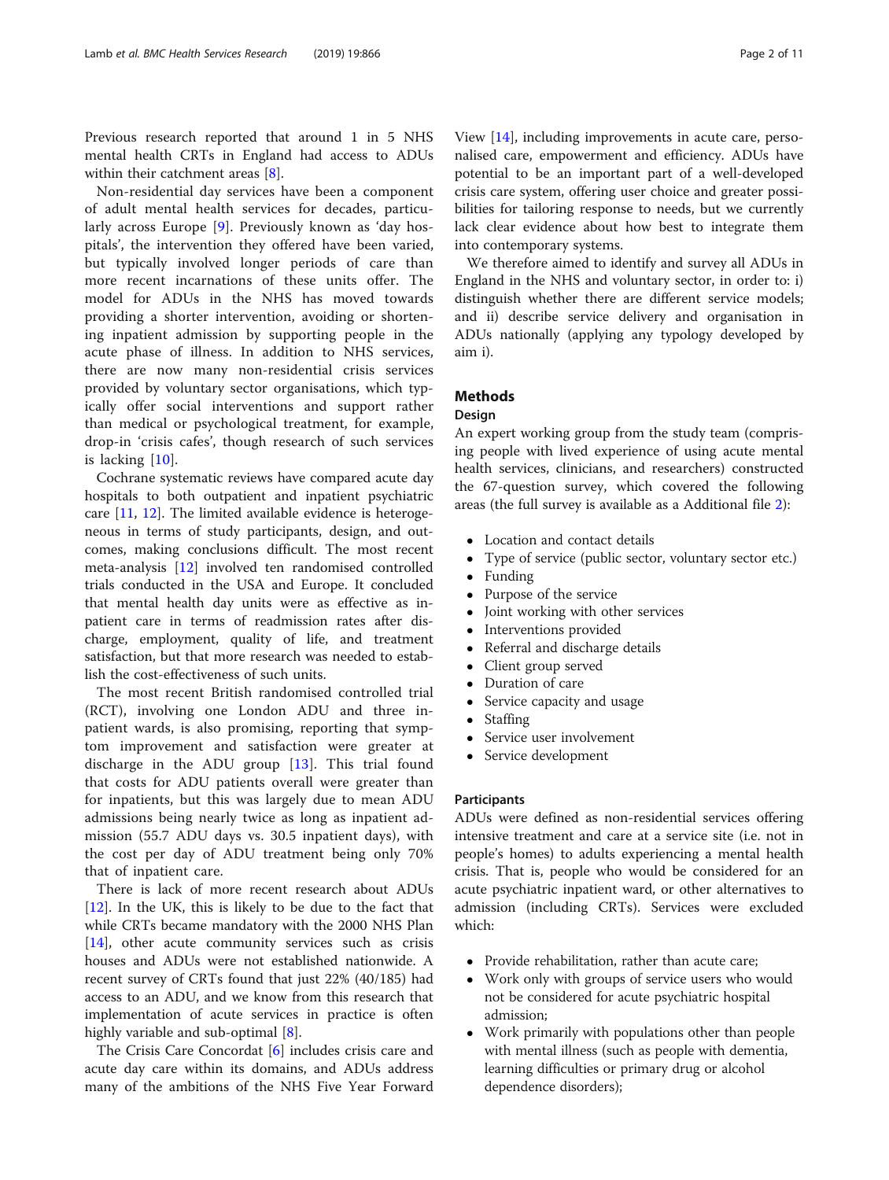Previous research reported that around 1 in 5 NHS mental health CRTs in England had access to ADUs within their catchment areas [8].

Non-residential day services have been a component of adult mental health services for decades, particularly across Europe [9]. Previously known as 'day hospitals', the intervention they offered have been varied, but typically involved longer periods of care than more recent incarnations of these units offer. The model for ADUs in the NHS has moved towards providing a shorter intervention, avoiding or shortening inpatient admission by supporting people in the acute phase of illness. In addition to NHS services, there are now many non-residential crisis services provided by voluntary sector organisations, which typically offer social interventions and support rather than medical or psychological treatment, for example, drop-in 'crisis cafes', though research of such services is lacking [10].

Cochrane systematic reviews have compared acute day hospitals to both outpatient and inpatient psychiatric care [11, 12]. The limited available evidence is heterogeneous in terms of study participants, design, and outcomes, making conclusions difficult. The most recent meta-analysis [12] involved ten randomised controlled trials conducted in the USA and Europe. It concluded that mental health day units were as effective as inpatient care in terms of readmission rates after discharge, employment, quality of life, and treatment satisfaction, but that more research was needed to establish the cost-effectiveness of such units.

The most recent British randomised controlled trial (RCT), involving one London ADU and three inpatient wards, is also promising, reporting that symptom improvement and satisfaction were greater at discharge in the ADU group [13]. This trial found that costs for ADU patients overall were greater than for inpatients, but this was largely due to mean ADU admissions being nearly twice as long as inpatient admission (55.7 ADU days vs. 30.5 inpatient days), with the cost per day of ADU treatment being only 70% that of inpatient care.

There is lack of more recent research about ADUs [12]. In the UK, this is likely to be due to the fact that while CRTs became mandatory with the 2000 NHS Plan [14], other acute community services such as crisis houses and ADUs were not established nationwide. A recent survey of CRTs found that just 22% (40/185) had access to an ADU, and we know from this research that implementation of acute services in practice is often highly variable and sub-optimal [8].

The Crisis Care Concordat [6] includes crisis care and acute day care within its domains, and ADUs address many of the ambitions of the NHS Five Year Forward View [14], including improvements in acute care, personalised care, empowerment and efficiency. ADUs have potential to be an important part of a well-developed crisis care system, offering user choice and greater possibilities for tailoring response to needs, but we currently lack clear evidence about how best to integrate them into contemporary systems.

We therefore aimed to identify and survey all ADUs in England in the NHS and voluntary sector, in order to: i) distinguish whether there are different service models; and ii) describe service delivery and organisation in ADUs nationally (applying any typology developed by aim i).

## Methods

### Design

An expert working group from the study team (comprising people with lived experience of using acute mental health services, clinicians, and researchers) constructed the 67-question survey, which covered the following areas (the full survey is available as a Additional file 2):

- Location and contact details
- Type of service (public sector, voluntary sector etc.)
- Funding
- Purpose of the service
- Joint working with other services
- Interventions provided
- Referral and discharge details
- Client group served
- Duration of care
- Service capacity and usage
- Staffing
- Service user involvement
- Service development

### Participants

ADUs were defined as non-residential services offering intensive treatment and care at a service site (i.e. not in people's homes) to adults experiencing a mental health crisis. That is, people who would be considered for an acute psychiatric inpatient ward, or other alternatives to admission (including CRTs). Services were excluded which:

- Provide rehabilitation, rather than acute care;
- Work only with groups of service users who would not be considered for acute psychiatric hospital admission;
- Work primarily with populations other than people with mental illness (such as people with dementia, learning difficulties or primary drug or alcohol dependence disorders);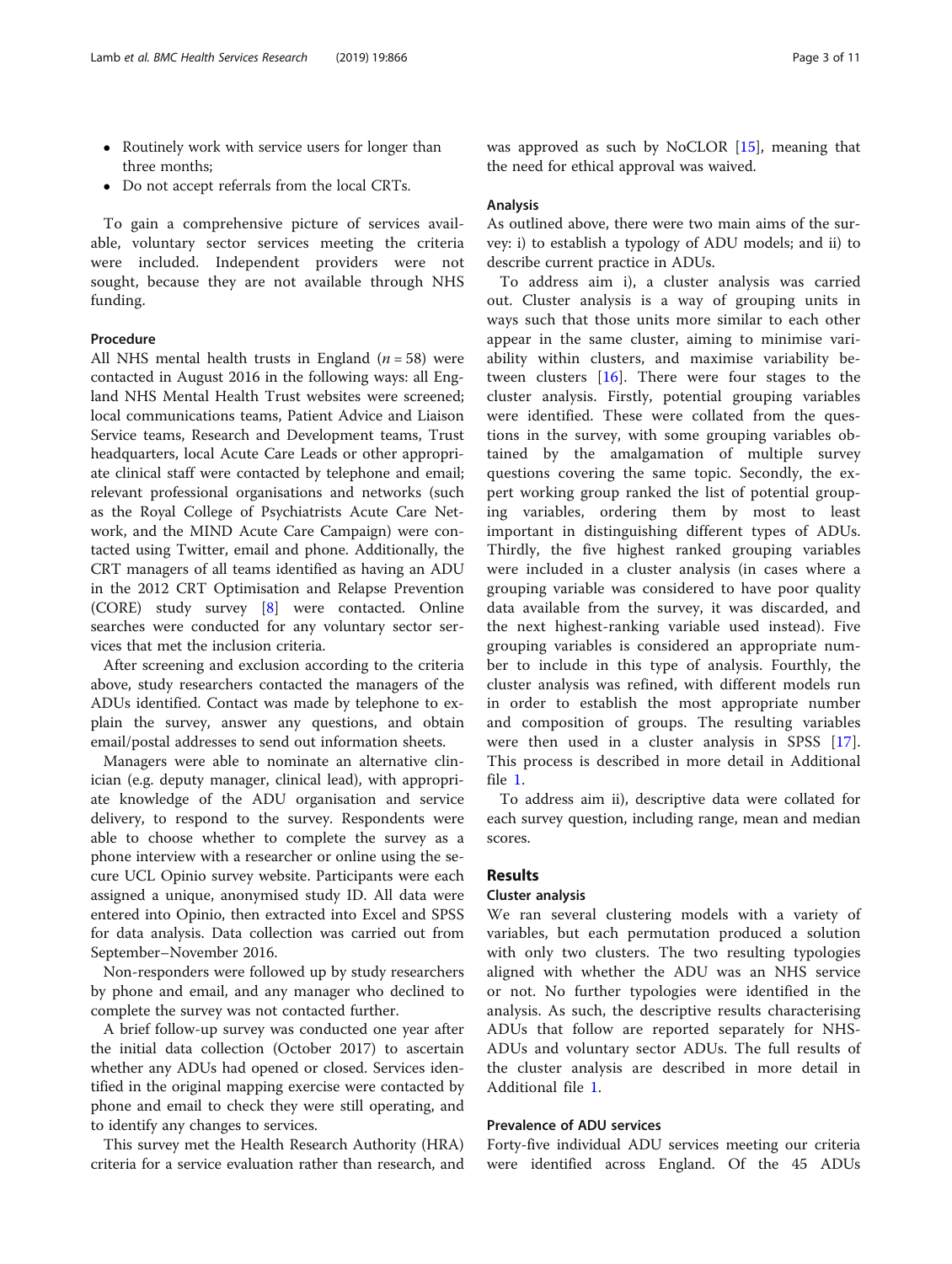- Routinely work with service users for longer than three months;
- Do not accept referrals from the local CRTs.

To gain a comprehensive picture of services available, voluntary sector services meeting the criteria were included. Independent providers were not sought, because they are not available through NHS funding.

### Procedure

All NHS mental health trusts in England ($n = 58$) were contacted in August 2016 in the following ways: all England NHS Mental Health Trust websites were screened; local communications teams, Patient Advice and Liaison Service teams, Research and Development teams, Trust headquarters, local Acute Care Leads or other appropriate clinical staff were contacted by telephone and email; relevant professional organisations and networks (such as the Royal College of Psychiatrists Acute Care Network, and the MIND Acute Care Campaign) were contacted using Twitter, email and phone. Additionally, the CRT managers of all teams identified as having an ADU in the 2012 CRT Optimisation and Relapse Prevention (CORE) study survey [8] were contacted. Online searches were conducted for any voluntary sector services that met the inclusion criteria.

After screening and exclusion according to the criteria above, study researchers contacted the managers of the ADUs identified. Contact was made by telephone to explain the survey, answer any questions, and obtain email/postal addresses to send out information sheets.

Managers were able to nominate an alternative clinician (e.g. deputy manager, clinical lead), with appropriate knowledge of the ADU organisation and service delivery, to respond to the survey. Respondents were able to choose whether to complete the survey as a phone interview with a researcher or online using the secure UCL Opinio survey website. Participants were each assigned a unique, anonymised study ID. All data were entered into Opinio, then extracted into Excel and SPSS for data analysis. Data collection was carried out from September–November 2016.

Non-responders were followed up by study researchers by phone and email, and any manager who declined to complete the survey was not contacted further.

A brief follow-up survey was conducted one year after the initial data collection (October 2017) to ascertain whether any ADUs had opened or closed. Services identified in the original mapping exercise were contacted by phone and email to check they were still operating, and to identify any changes to services.

This survey met the Health Research Authority (HRA) criteria for a service evaluation rather than research, and was approved as such by NoCLOR [15], meaning that the need for ethical approval was waived.

### Analysis

As outlined above, there were two main aims of the survey: i) to establish a typology of ADU models; and ii) to describe current practice in ADUs.

To address aim i), a cluster analysis was carried out. Cluster analysis is a way of grouping units in ways such that those units more similar to each other appear in the same cluster, aiming to minimise variability within clusters, and maximise variability between clusters [16]. There were four stages to the cluster analysis. Firstly, potential grouping variables were identified. These were collated from the questions in the survey, with some grouping variables obtained by the amalgamation of multiple survey questions covering the same topic. Secondly, the expert working group ranked the list of potential grouping variables, ordering them by most to least important in distinguishing different types of ADUs. Thirdly, the five highest ranked grouping variables were included in a cluster analysis (in cases where a grouping variable was considered to have poor quality data available from the survey, it was discarded, and the next highest-ranking variable used instead). Five grouping variables is considered an appropriate number to include in this type of analysis. Fourthly, the cluster analysis was refined, with different models run in order to establish the most appropriate number and composition of groups. The resulting variables were then used in a cluster analysis in SPSS [17]. This process is described in more detail in Additional file 1.

To address aim ii), descriptive data were collated for each survey question, including range, mean and median scores.

## Results

### Cluster analysis

We ran several clustering models with a variety of variables, but each permutation produced a solution with only two clusters. The two resulting typologies aligned with whether the ADU was an NHS service or not. No further typologies were identified in the analysis. As such, the descriptive results characterising ADUs that follow are reported separately for NHS-ADUs and voluntary sector ADUs. The full results of the cluster analysis are described in more detail in Additional file 1.

### Prevalence of ADU services

Forty-five individual ADU services meeting our criteria were identified across England. Of the 45 ADUs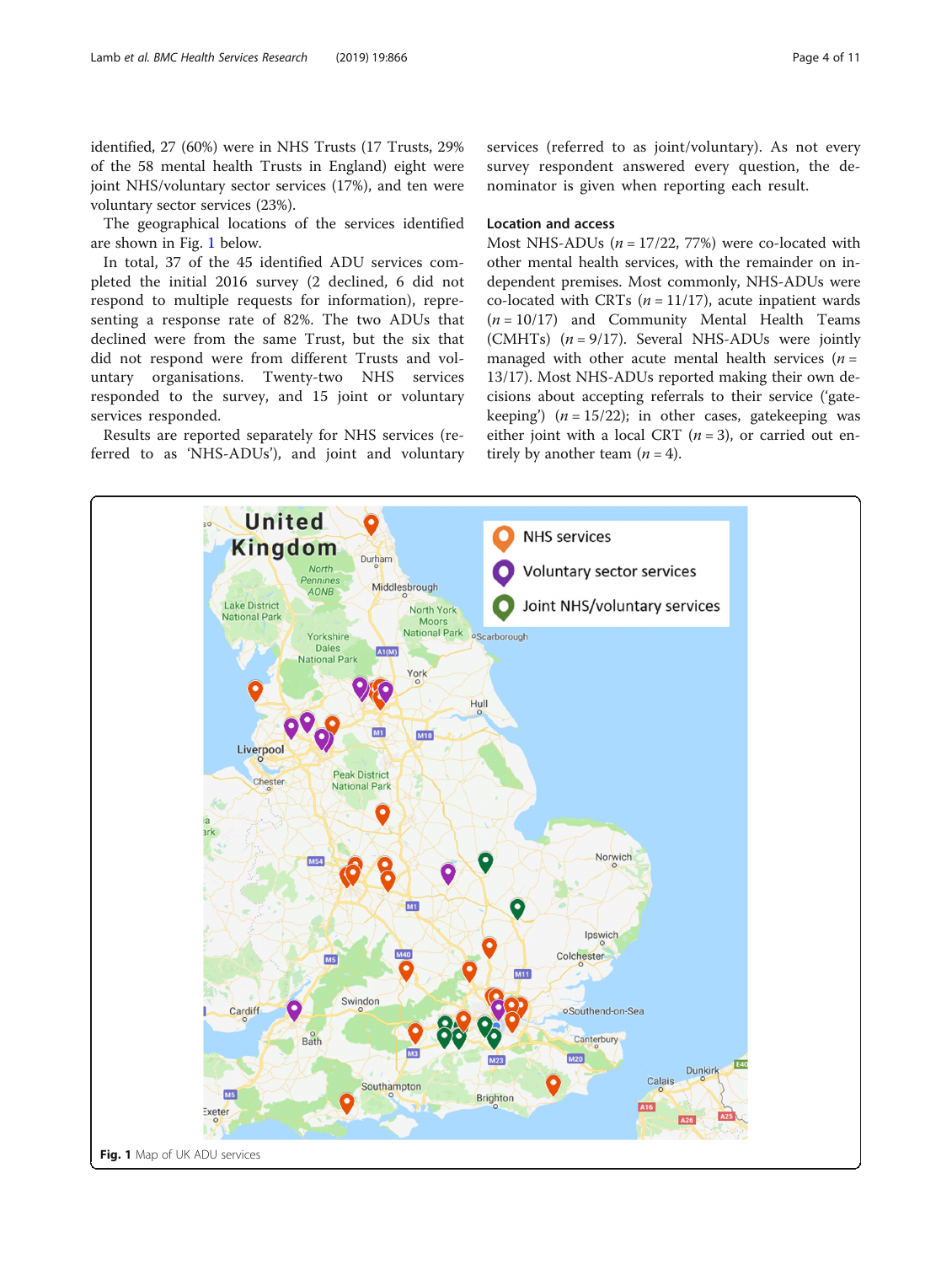identified, 27 (60%) were in NHS Trusts (17 Trusts, 29% of the 58 mental health Trusts in England) eight were joint NHS/voluntary sector services (17%), and ten were voluntary sector services (23%).

The geographical locations of the services identified are shown in Fig. 1 below.

In total, 37 of the 45 identified ADU services completed the initial 2016 survey (2 declined, 6 did not respond to multiple requests for information), representing a response rate of 82%. The two ADUs that declined were from the same Trust, but the six that did not respond were from different Trusts and voluntary organisations. Twenty-two NHS services responded to the survey, and 15 joint or voluntary services responded.

Results are reported separately for NHS services (referred to as 'NHS-ADUs'), and joint and voluntary services (referred to as joint/voluntary). As not every survey respondent answered every question, the denominator is given when reporting each result.

### Location and access

Most NHS-ADUs ($n = 17/22$, 77%) were co-located with other mental health services, with the remainder on independent premises. Most commonly, NHS-ADUs were co-located with CRTs ($n = 11/17$), acute inpatient wards ($n = 10/17$) and Community Mental Health Teams (CMHTs) ($n = 9/17$). Several NHS-ADUs were jointly managed with other acute mental health services ($n = 13/17$). Most NHS-ADUs reported making their own decisions about accepting referrals to their service ('gatekeeping') ($n = 15/22$); in other cases, gatekeeping was either joint with a local CRT ($n = 3$), or carried out entirely by another team ($n = 4$).

**Fig. 1** Map of UK ADU services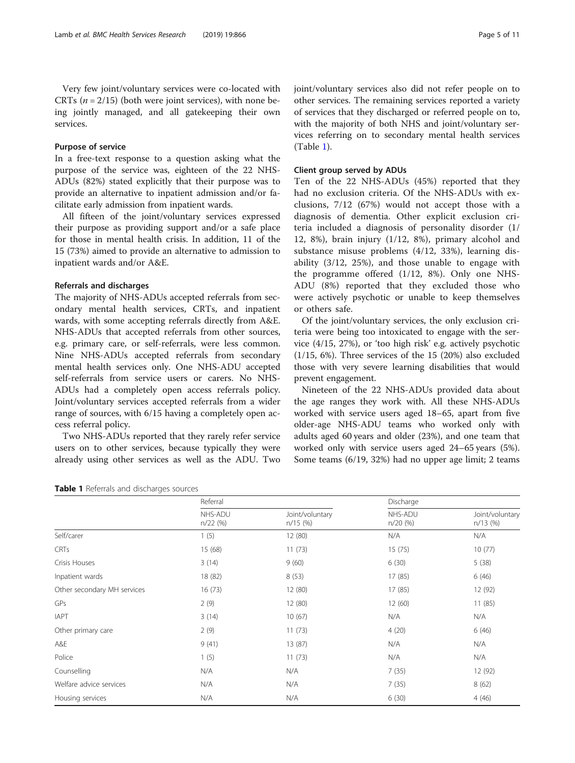Very few joint/voluntary services were co-located with CRTs ($n = 2/15$) (both were joint services), with none being jointly managed, and all gatekeeping their own services.

### Purpose of service

In a free-text response to a question asking what the purpose of the service was, eighteen of the 22 NHS-ADUs (82%) stated explicitly that their purpose was to provide an alternative to inpatient admission and/or facilitate early admission from inpatient wards.

All fifteen of the joint/voluntary services expressed their purpose as providing support and/or a safe place for those in mental health crisis. In addition, 11 of the 15 (73%) aimed to provide an alternative to admission to inpatient wards and/or A&E.

### Referrals and discharges

The majority of NHS-ADUs accepted referrals from secondary mental health services, CRTs, and inpatient wards, with some accepting referrals directly from A&E. NHS-ADUs that accepted referrals from other sources, e.g. primary care, or self-referrals, were less common. Nine NHS-ADUs accepted referrals from secondary mental health services only. One NHS-ADU accepted self-referrals from service users or carers. No NHS-ADUs had a completely open access referrals policy. Joint/voluntary services accepted referrals from a wider range of sources, with 6/15 having a completely open access referral policy.

Two NHS-ADUs reported that they rarely refer service users on to other services, because typically they were already using other services as well as the ADU. Two joint/voluntary services also did not refer people on to other services. The remaining services reported a variety of services that they discharged or referred people on to, with the majority of both NHS and joint/voluntary services referring on to secondary mental health services (Table 1).

### Client group served by ADUs

Ten of the 22 NHS-ADUs (45%) reported that they had no exclusion criteria. Of the NHS-ADUs with exclusions, 7/12 (67%) would not accept those with a diagnosis of dementia. Other explicit exclusion criteria included a diagnosis of personality disorder (1/12, 8%), brain injury (1/12, 8%), primary alcohol and substance misuse problems (4/12, 33%), learning disability (3/12, 25%), and those unable to engage with the programme offered (1/12, 8%). Only one NHS-ADU (8%) reported that they excluded those who were actively psychotic or unable to keep themselves or others safe.

Of the joint/voluntary services, the only exclusion criteria were being too intoxicated to engage with the service (4/15, 27%), or 'too high risk' e.g. actively psychotic (1/15, 6%). Three services of the 15 (20%) also excluded those with very severe learning disabilities that would prevent engagement.

Nineteen of the 22 NHS-ADUs provided data about the age ranges they work with. All these NHS-ADUs worked with service users aged 18–65, apart from five older-age NHS-ADU teams who worked only with adults aged 60 years and older (23%), and one team that worked only with service users aged 24–65 years (5%). Some teams (6/19, 32%) had no upper age limit; 2 teams

**Table 1** Referrals and discharges sources

| | Referral | | Discharge | |
|---|---|---|---|---|
| | NHS-ADU n/22 (%) | Joint/voluntary n/15 (%) | NHS-ADU n/20 (%) | Joint/voluntary n/13 (%) |
| Self/carer | 1 (5) | 12 (80) | N/A | N/A |
| CRTs | 15 (68) | 11 (73) | 15 (75) | 10 (77) |
| Crisis Houses | 3 (14) | 9 (60) | 6 (30) | 5 (38) |
| Inpatient wards | 18 (82) | 8 (53) | 17 (85) | 6 (46) |
| Other secondary MH services | 16 (73) | 12 (80) | 17 (85) | 12 (92) |
| GPs | 2 (9) | 12 (80) | 12 (60) | 11 (85) |
| IAPT | 3 (14) | 10 (67) | N/A | N/A |
| Other primary care | 2 (9) | 11 (73) | 4 (20) | 6 (46) |
| A&E | 9 (41) | 13 (87) | N/A | N/A |
| Police | 1 (5) | 11 (73) | N/A | N/A |
| Counselling | N/A | N/A | 7 (35) | 12 (92) |
| Welfare advice services | N/A | N/A | 7 (35) | 8 (62) |
| Housing services | N/A | N/A | 6 (30) | 4 (46) |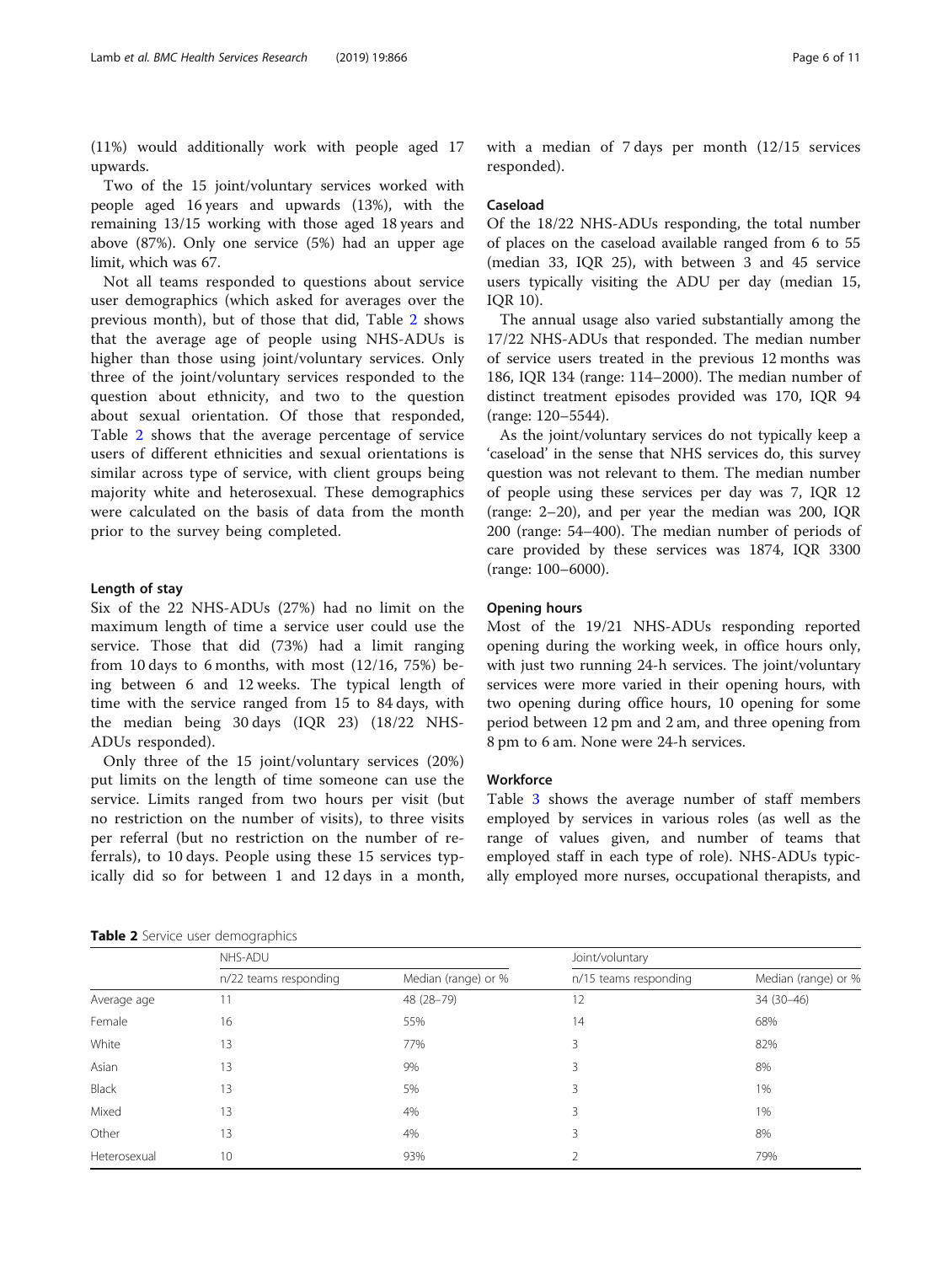(11%) would additionally work with people aged 17 upwards.

Two of the 15 joint/voluntary services worked with people aged 16 years and upwards (13%), with the remaining 13/15 working with those aged 18 years and above (87%). Only one service (5%) had an upper age limit, which was 67.

Not all teams responded to questions about service user demographics (which asked for averages over the previous month), but of those that did, Table 2 shows that the average age of people using NHS-ADUs is higher than those using joint/voluntary services. Only three of the joint/voluntary services responded to the question about ethnicity, and two to the question about sexual orientation. Of those that responded, Table 2 shows that the average percentage of service users of different ethnicities and sexual orientations is similar across type of service, with client groups being majority white and heterosexual. These demographics were calculated on the basis of data from the month prior to the survey being completed.

#### Length of stay

Six of the 22 NHS-ADUs (27%) had no limit on the maximum length of time a service user could use the service. Those that did (73%) had a limit ranging from 10 days to 6 months, with most (12/16, 75%) being between 6 and 12 weeks. The typical length of time with the service ranged from 15 to 84 days, with the median being 30 days (IQR 23) (18/22 NHS-ADUs responded).

Only three of the 15 joint/voluntary services (20%) put limits on the length of time someone can use the service. Limits ranged from two hours per visit (but no restriction on the number of visits), to three visits per referral (but no restriction on the number of referrals), to 10 days. People using these 15 services typically did so for between 1 and 12 days in a month, with a median of 7 days per month (12/15 services responded).

#### Caseload

Of the 18/22 NHS-ADUs responding, the total number of places on the caseload available ranged from 6 to 55 (median 33, IQR 25), with between 3 and 45 service users typically visiting the ADU per day (median 15, IQR 10).

The annual usage also varied substantially among the 17/22 NHS-ADUs that responded. The median number of service users treated in the previous 12 months was 186, IQR 134 (range: 114–2000). The median number of distinct treatment episodes provided was 170, IQR 94 (range: 120–5544).

As the joint/voluntary services do not typically keep a 'caseload' in the sense that NHS services do, this survey question was not relevant to them. The median number of people using these services per day was 7, IQR 12 (range: 2–20), and per year the median was 200, IQR 200 (range: 54–400). The median number of periods of care provided by these services was 1874, IQR 3300 (range: 100–6000).

#### Opening hours

Most of the 19/21 NHS-ADUs responding reported opening during the working week, in office hours only, with just two running 24-h services. The joint/voluntary services were more varied in their opening hours, with two opening during office hours, 10 opening for some period between 12 pm and 2 am, and three opening from 8 pm to 6 am. None were 24-h services.

#### Workforce

Table 3 shows the average number of staff members employed by services in various roles (as well as the range of values given, and number of teams that employed staff in each type of role). NHS-ADUs typically employed more nurses, occupational therapists, and

**Table 2** Service user demographics

| | NHS-ADU | | Joint/voluntary | |
|---|---|---|---|---|
| | n/22 teams responding | Median (range) or % | n/15 teams responding | Median (range) or % |
| Average age | 11 | 48 (28–79) | 12 | 34 (30–46) |
| Female | 16 | 55% | 14 | 68% |
| White | 13 | 77% | 3 | 82% |
| Asian | 13 | 9% | 3 | 8% |
| Black | 13 | 5% | 3 | 1% |
| Mixed | 13 | 4% | 3 | 1% |
| Other | 13 | 4% | 3 | 8% |
| Heterosexual | 10 | 93% | 2 | 79% |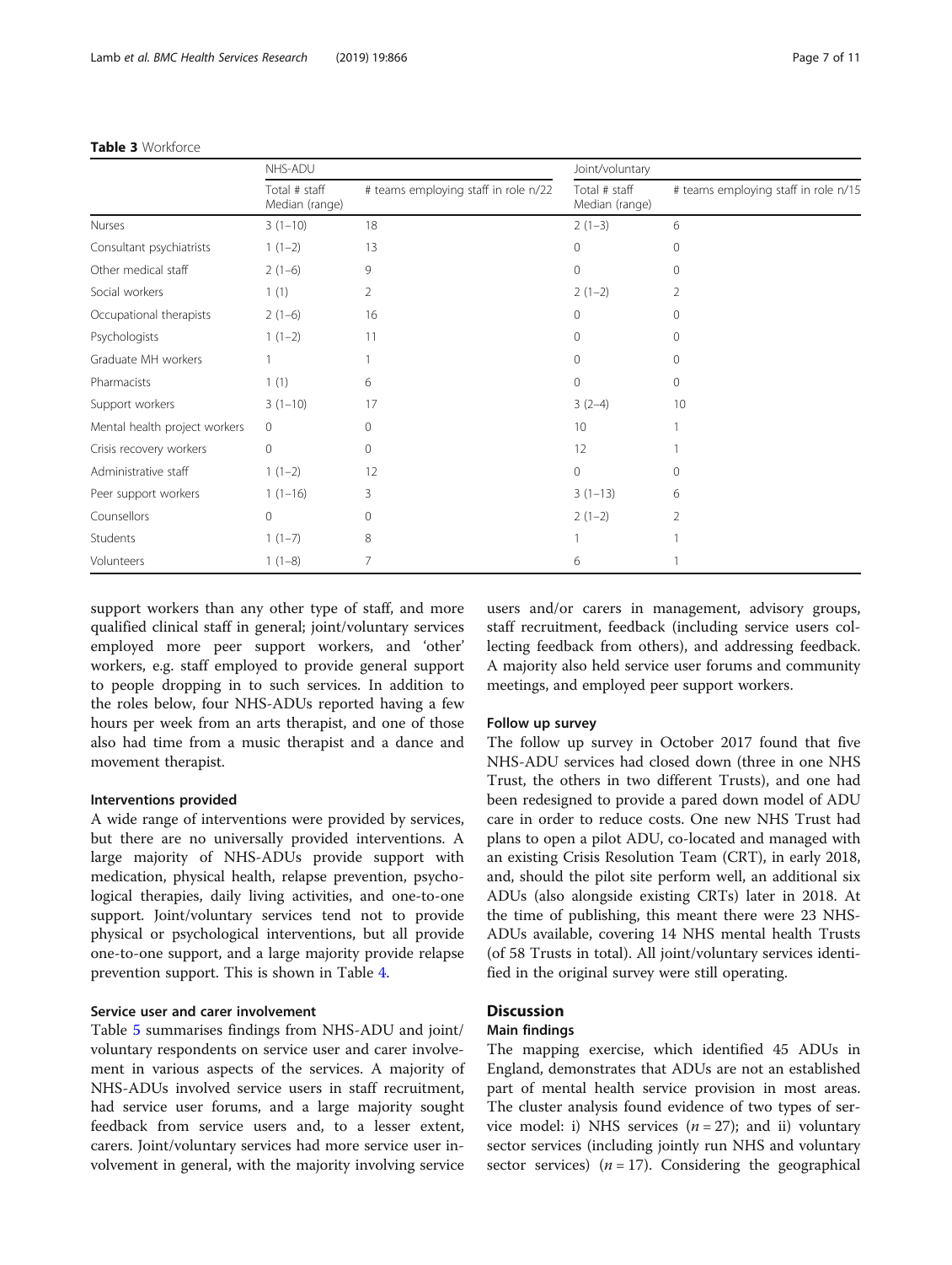**Table 3** Workforce

| | NHS-ADU | | Joint/voluntary | |
|---|---|---|---|---|
| | Total # staff Median (range) | # teams employing staff in role n/22 | Total # staff Median (range) | # teams employing staff in role n/15 |
| Nurses | 3 (1–10) | 18 | 2 (1–3) | 6 |
| Consultant psychiatrists | 1 (1–2) | 13 | 0 | 0 |
| Other medical staff | 2 (1–6) | 9 | 0 | 0 |
| Social workers | 1 (1) | 2 | 2 (1–2) | 2 |
| Occupational therapists | 2 (1–6) | 16 | 0 | 0 |
| Psychologists | 1 (1–2) | 11 | 0 | 0 |
| Graduate MH workers | 1 | 1 | 0 | 0 |
| Pharmacists | 1 (1) | 6 | 0 | 0 |
| Support workers | 3 (1–10) | 17 | 3 (2–4) | 10 |
| Mental health project workers | 0 | 0 | 10 | 1 |
| Crisis recovery workers | 0 | 0 | 12 | 1 |
| Administrative staff | 1 (1–2) | 12 | 0 | 0 |
| Peer support workers | 1 (1–16) | 3 | 3 (1–13) | 6 |
| Counsellors | 0 | 0 | 2 (1–2) | 2 |
| Students | 1 (1–7) | 8 | 1 | 1 |
| Volunteers | 1 (1–8) | 7 | 6 | 1 |

support workers than any other type of staff, and more qualified clinical staff in general; joint/voluntary services employed more peer support workers, and 'other' workers, e.g. staff employed to provide general support to people dropping in to such services. In addition to the roles below, four NHS-ADUs reported having a few hours per week from an arts therapist, and one of those also had time from a music therapist and a dance and movement therapist.

#### Interventions provided

A wide range of interventions were provided by services, but there are no universally provided interventions. A large majority of NHS-ADUs provide support with medication, physical health, relapse prevention, psychological therapies, daily living activities, and one-to-one support. Joint/voluntary services tend not to provide physical or psychological interventions, but all provide one-to-one support, and a large majority provide relapse prevention support. This is shown in Table 4.

#### Service user and carer involvement

Table 5 summarises findings from NHS-ADU and joint/voluntary respondents on service user and carer involvement in various aspects of the services. A majority of NHS-ADUs involved service users in staff recruitment, had service user forums, and a large majority sought feedback from service users and, to a lesser extent, carers. Joint/voluntary services had more service user involvement in general, with the majority involving service users and/or carers in management, advisory groups, staff recruitment, feedback (including service users collecting feedback from others), and addressing feedback. A majority also held service user forums and community meetings, and employed peer support workers.

#### Follow up survey

The follow up survey in October 2017 found that five NHS-ADU services had closed down (three in one NHS Trust, the others in two different Trusts), and one had been redesigned to provide a pared down model of ADU care in order to reduce costs. One new NHS Trust had plans to open a pilot ADU, co-located and managed with an existing Crisis Resolution Team (CRT), in early 2018, and, should the pilot site perform well, an additional six ADUs (also alongside existing CRTs) later in 2018. At the time of publishing, this meant there were 23 NHS-ADUs available, covering 14 NHS mental health Trusts (of 58 Trusts in total). All joint/voluntary services identified in the original survey were still operating.

## Discussion

### Main findings

The mapping exercise, which identified 45 ADUs in England, demonstrates that ADUs are not an established part of mental health service provision in most areas. The cluster analysis found evidence of two types of service model: i) NHS services ($n = 27$); and ii) voluntary sector services (including jointly run NHS and voluntary sector services) ($n = 17$). Considering the geographical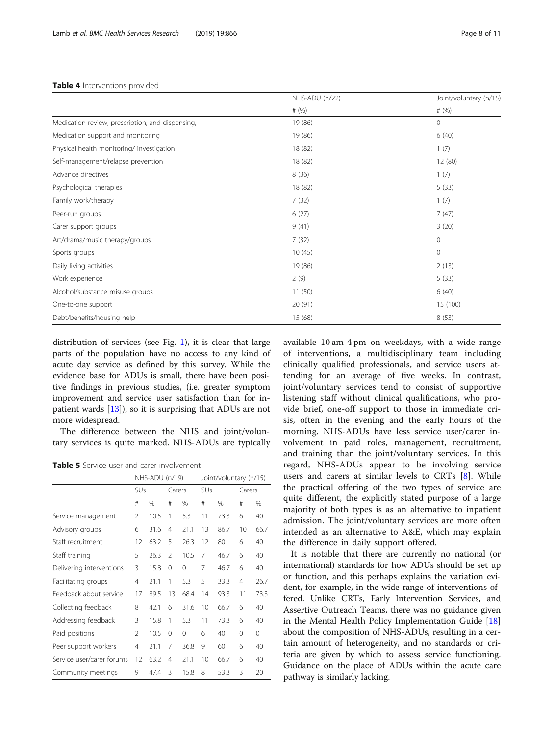**Table 4** Interventions provided

| | NHS-ADU (n/22) | Joint/voluntary (n/15) |
|---|---|---|
| | # (%) | # (%) |
| Medication review, prescription, and dispensing, | 19 (86) | 0 |
| Medication support and monitoring | 19 (86) | 6 (40) |
| Physical health monitoring/ investigation | 18 (82) | 1 (7) |
| Self-management/relapse prevention | 18 (82) | 12 (80) |
| Advance directives | 8 (36) | 1 (7) |
| Psychological therapies | 18 (82) | 5 (33) |
| Family work/therapy | 7 (32) | 1 (7) |
| Peer-run groups | 6 (27) | 7 (47) |
| Carer support groups | 9 (41) | 3 (20) |
| Art/drama/music therapy/groups | 7 (32) | 0 |
| Sports groups | 10 (45) | 0 |
| Daily living activities | 19 (86) | 2 (13) |
| Work experience | 2 (9) | 5 (33) |
| Alcohol/substance misuse groups | 11 (50) | 6 (40) |
| One-to-one support | 20 (91) | 15 (100) |
| Debt/benefits/housing help | 15 (68) | 8 (53) |

distribution of services (see Fig. 1), it is clear that large parts of the population have no access to any kind of acute day service as defined by this survey. While the evidence base for ADUs is small, there have been positive findings in previous studies, (i.e. greater symptom improvement and service user satisfaction than for inpatient wards [13]), so it is surprising that ADUs are not more widespread.

The difference between the NHS and joint/voluntary services is quite marked. NHS-ADUs are typically available 10 am-4 pm on weekdays, with a wide range of interventions, a multidisciplinary team including clinically qualified professionals, and service users attending for an average of five weeks. In contrast, joint/voluntary services tend to consist of supportive listening staff without clinical qualifications, who provide brief, one-off support to those in immediate crisis, often in the evening and the early hours of the morning. NHS-ADUs have less service user/carer involvement in paid roles, management, recruitment, and training than the joint/voluntary services. In this regard, NHS-ADUs appear to be involving service users and carers at similar levels to CRTs [8]. While the practical offering of the two types of service are quite different, the explicitly stated purpose of a large majority of both types is as an alternative to inpatient admission. The joint/voluntary services are more often intended as an alternative to A&E, which may explain the difference in daily support offered.

**Table 5** Service user and carer involvement

| | NHS-ADU (n/19) | | | | Joint/voluntary (n/15) | | | |
|---|---|---|---|---|---|---|---|---|
| | SUs | | Carers | | SUs | | Carers | |
| | # | % | # | % | # | % | # | % |
| Service management | 2 | 10.5 | 1 | 5.3 | 11 | 73.3 | 6 | 40 |
| Advisory groups | 6 | 31.6 | 4 | 21.1 | 13 | 86.7 | 10 | 66.7 |
| Staff recruitment | 12 | 63.2 | 5 | 26.3 | 12 | 80 | 6 | 40 |
| Staff training | 5 | 26.3 | 2 | 10.5 | 7 | 46.7 | 6 | 40 |
| Delivering interventions | 3 | 15.8 | 0 | 0 | 7 | 46.7 | 6 | 40 |
| Facilitating groups | 4 | 21.1 | 1 | 5.3 | 5 | 33.3 | 4 | 26.7 |
| Feedback about service | 17 | 89.5 | 13 | 68.4 | 14 | 93.3 | 11 | 73.3 |
| Collecting feedback | 8 | 42.1 | 6 | 31.6 | 10 | 66.7 | 6 | 40 |
| Addressing feedback | 3 | 15.8 | 1 | 5.3 | 11 | 73.3 | 6 | 40 |
| Paid positions | 2 | 10.5 | 0 | 0 | 6 | 40 | 0 | 0 |
| Peer support workers | 4 | 21.1 | 7 | 36.8 | 9 | 60 | 6 | 40 |
| Service user/carer forums | 12 | 63.2 | 4 | 21.1 | 10 | 66.7 | 6 | 40 |
| Community meetings | 9 | 47.4 | 3 | 15.8 | 8 | 53.3 | 3 | 20 |

It is notable that there are currently no national (or international) standards for how ADUs should be set up or function, and this perhaps explains the variation evident, for example, in the wide range of interventions offered. Unlike CRTs, Early Intervention Services, and Assertive Outreach Teams, there was no guidance given in the Mental Health Policy Implementation Guide [18] about the composition of NHS-ADUs, resulting in a certain amount of heterogeneity, and no standards or criteria are given by which to assess service functioning. Guidance on the place of ADUs within the acute care pathway is similarly lacking.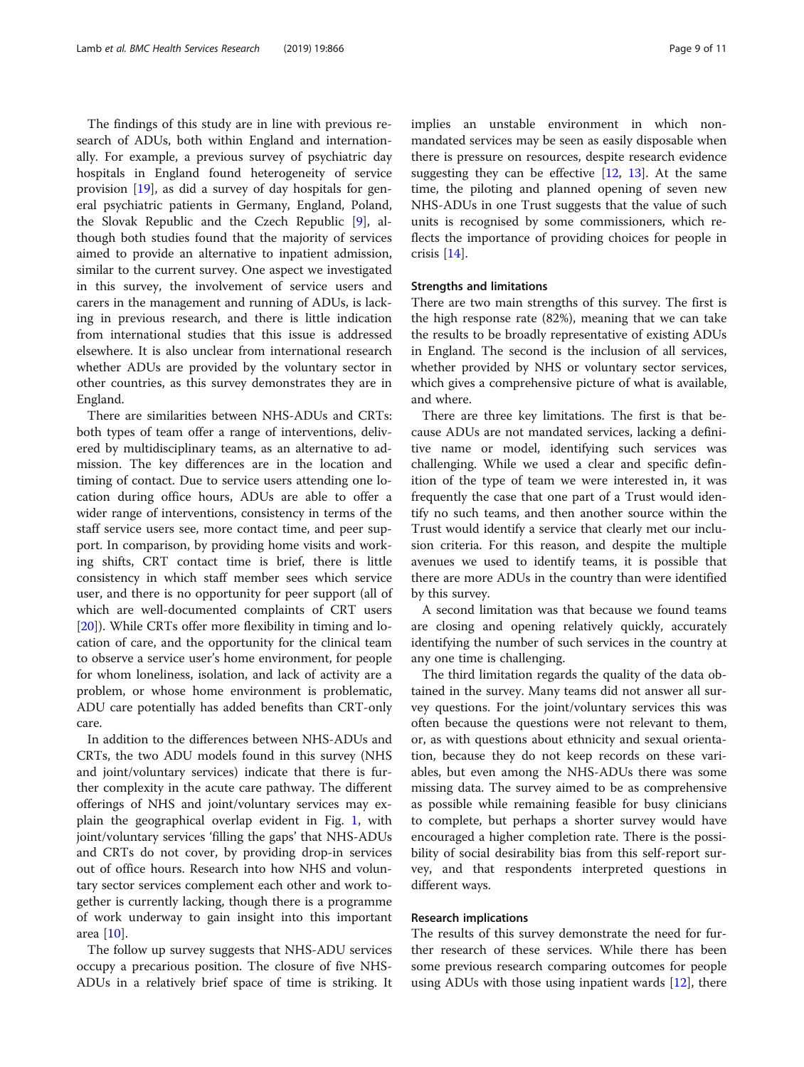The findings of this study are in line with previous research of ADUs, both within England and internationally. For example, a previous survey of psychiatric day hospitals in England found heterogeneity of service provision [19], as did a survey of day hospitals for general psychiatric patients in Germany, England, Poland, the Slovak Republic and the Czech Republic [9], although both studies found that the majority of services aimed to provide an alternative to inpatient admission, similar to the current survey. One aspect we investigated in this survey, the involvement of service users and carers in the management and running of ADUs, is lacking in previous research, and there is little indication from international studies that this issue is addressed elsewhere. It is also unclear from international research whether ADUs are provided by the voluntary sector in other countries, as this survey demonstrates they are in England.

There are similarities between NHS-ADUs and CRTs: both types of team offer a range of interventions, delivered by multidisciplinary teams, as an alternative to admission. The key differences are in the location and timing of contact. Due to service users attending one location during office hours, ADUs are able to offer a wider range of interventions, consistency in terms of the staff service users see, more contact time, and peer support. In comparison, by providing home visits and working shifts, CRT contact time is brief, there is little consistency in which staff member sees which service user, and there is no opportunity for peer support (all of which are well-documented complaints of CRT users [20]). While CRTs offer more flexibility in timing and location of care, and the opportunity for the clinical team to observe a service user's home environment, for people for whom loneliness, isolation, and lack of activity are a problem, or whose home environment is problematic, ADU care potentially has added benefits than CRT-only care.

In addition to the differences between NHS-ADUs and CRTs, the two ADU models found in this survey (NHS and joint/voluntary services) indicate that there is further complexity in the acute care pathway. The different offerings of NHS and joint/voluntary services may explain the geographical overlap evident in Fig. 1, with joint/voluntary services 'filling the gaps' that NHS-ADUs and CRTs do not cover, by providing drop-in services out of office hours. Research into how NHS and voluntary sector services complement each other and work together is currently lacking, though there is a programme of work underway to gain insight into this important area [10].

The follow up survey suggests that NHS-ADU services occupy a precarious position. The closure of five NHS-ADUs in a relatively brief space of time is striking. It implies an unstable environment in which non-mandated services may be seen as easily disposable when there is pressure on resources, despite research evidence suggesting they can be effective [12, 13]. At the same time, the piloting and planned opening of seven new NHS-ADUs in one Trust suggests that the value of such units is recognised by some commissioners, which reflects the importance of providing choices for people in crisis [14].

### Strengths and limitations

There are two main strengths of this survey. The first is the high response rate (82%), meaning that we can take the results to be broadly representative of existing ADUs in England. The second is the inclusion of all services, whether provided by NHS or voluntary sector services, which gives a comprehensive picture of what is available, and where.

There are three key limitations. The first is that because ADUs are not mandated services, lacking a definitive name or model, identifying such services was challenging. While we used a clear and specific definition of the type of team we were interested in, it was frequently the case that one part of a Trust would identify no such teams, and then another source within the Trust would identify a service that clearly met our inclusion criteria. For this reason, and despite the multiple avenues we used to identify teams, it is possible that there are more ADUs in the country than were identified by this survey.

A second limitation was that because we found teams are closing and opening relatively quickly, accurately identifying the number of such services in the country at any one time is challenging.

The third limitation regards the quality of the data obtained in the survey. Many teams did not answer all survey questions. For the joint/voluntary services this was often because the questions were not relevant to them, or, as with questions about ethnicity and sexual orientation, because they do not keep records on these variables, but even among the NHS-ADUs there was some missing data. The survey aimed to be as comprehensive as possible while remaining feasible for busy clinicians to complete, but perhaps a shorter survey would have encouraged a higher completion rate. There is the possibility of social desirability bias from this self-report survey, and that respondents interpreted questions in different ways.

### Research implications

The results of this survey demonstrate the need for further research of these services. While there has been some previous research comparing outcomes for people using ADUs with those using inpatient wards [12], there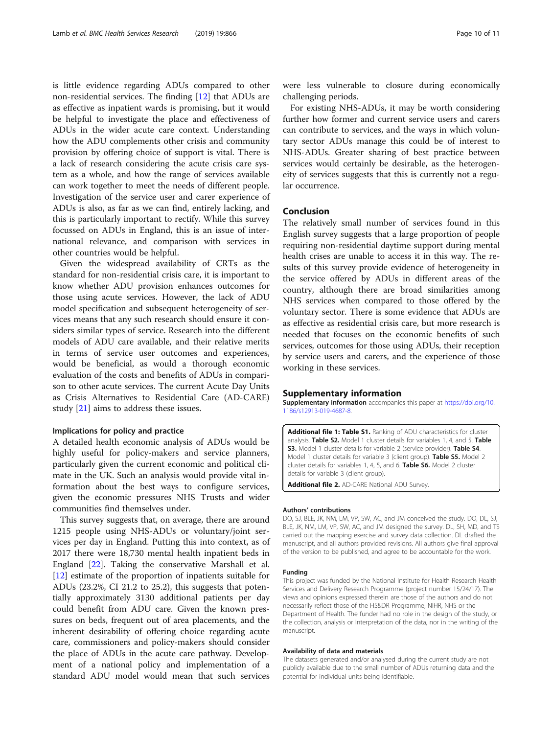is little evidence regarding ADUs compared to other non-residential services. The finding [12] that ADUs are as effective as inpatient wards is promising, but it would be helpful to investigate the place and effectiveness of ADUs in the wider acute care context. Understanding how the ADU complements other crisis and community provision by offering choice of support is vital. There is a lack of research considering the acute crisis care system as a whole, and how the range of services available can work together to meet the needs of different people. Investigation of the service user and carer experience of ADUs is also, as far as we can find, entirely lacking, and this is particularly important to rectify. While this survey focussed on ADUs in England, this is an issue of international relevance, and comparison with services in other countries would be helpful.

Given the widespread availability of CRTs as the standard for non-residential crisis care, it is important to know whether ADU provision enhances outcomes for those using acute services. However, the lack of ADU model specification and subsequent heterogeneity of services means that any such research should ensure it considers similar types of service. Research into the different models of ADU care available, and their relative merits in terms of service user outcomes and experiences, would be beneficial, as would a thorough economic evaluation of the costs and benefits of ADUs in comparison to other acute services. The current Acute Day Units as Crisis Alternatives to Residential Care (AD-CARE) study [21] aims to address these issues.

### Implications for policy and practice

A detailed health economic analysis of ADUs would be highly useful for policy-makers and service planners, particularly given the current economic and political climate in the UK. Such an analysis would provide vital information about the best ways to configure services, given the economic pressures NHS Trusts and wider communities find themselves under.

This survey suggests that, on average, there are around 1215 people using NHS-ADUs or voluntary/joint services per day in England. Putting this into context, as of 2017 there were 18,730 mental health inpatient beds in England [22]. Taking the conservative Marshall et al. [12] estimate of the proportion of inpatients suitable for ADUs (23.2%, CI 21.2 to 25.2), this suggests that potentially approximately 3130 additional patients per day could benefit from ADU care. Given the known pressures on beds, frequent out of area placements, and the inherent desirability of offering choice regarding acute care, commissioners and policy-makers should consider the place of ADUs in the acute care pathway. Development of a national policy and implementation of a standard ADU model would mean that such services were less vulnerable to closure during economically challenging periods.

For existing NHS-ADUs, it may be worth considering further how former and current service users and carers can contribute to services, and the ways in which voluntary sector ADUs manage this could be of interest to NHS-ADUs. Greater sharing of best practice between services would certainly be desirable, as the heterogeneity of services suggests that this is currently not a regular occurrence.

## Conclusion

The relatively small number of services found in this English survey suggests that a large proportion of people requiring non-residential daytime support during mental health crises are unable to access it in this way. The results of this survey provide evidence of heterogeneity in the service offered by ADUs in different areas of the country, although there are broad similarities among NHS services when compared to those offered by the voluntary sector. There is some evidence that ADUs are as effective as residential crisis care, but more research is needed that focuses on the economic benefits of such services, outcomes for those using ADUs, their reception by service users and carers, and the experience of those working in these services.

## Supplementary information

**Supplementary information** accompanies this paper at https://doi.org/10.1186/s12913-019-4687-8.

**Additional file 1: Table S1.** Ranking of ADU characteristics for cluster analysis. **Table S2.** Model 1 cluster details for variables 1, 4, and 5. **Table S3.** Model 1 cluster details for variable 2 (service provider). **Table S4.** Model 1 cluster details for variable 3 (client group). **Table S5.** Model 2 cluster details for variables 1, 4, 5, and 6. **Table S6.** Model 2 cluster details for variable 3 (client group).

**Additional file 2.** AD-CARE National ADU Survey.

#### Authors' contributions

DO, SJ, BLE, JK, NM, LM, VP, SW, AC, and JM conceived the study. DO, DL, SJ, BLE, JK, NM, LM, VP, SW, AC, and JM designed the survey. DL, SH, MD, and TS carried out the mapping exercise and survey data collection. DL drafted the manuscript, and all authors provided revisions. All authors give final approval of the version to be published, and agree to be accountable for the work.

#### Funding

This project was funded by the National Institute for Health Research Health Services and Delivery Research Programme (project number 15/24/17). The views and opinions expressed therein are those of the authors and do not necessarily reflect those of the HS&DR Programme, NIHR, NHS or the Department of Health. The funder had no role in the design of the study, or the collection, analysis or interpretation of the data, nor in the writing of the manuscript.

#### Availability of data and materials

The datasets generated and/or analysed during the current study are not publicly available due to the small number of ADUs returning data and the potential for individual units being identifiable.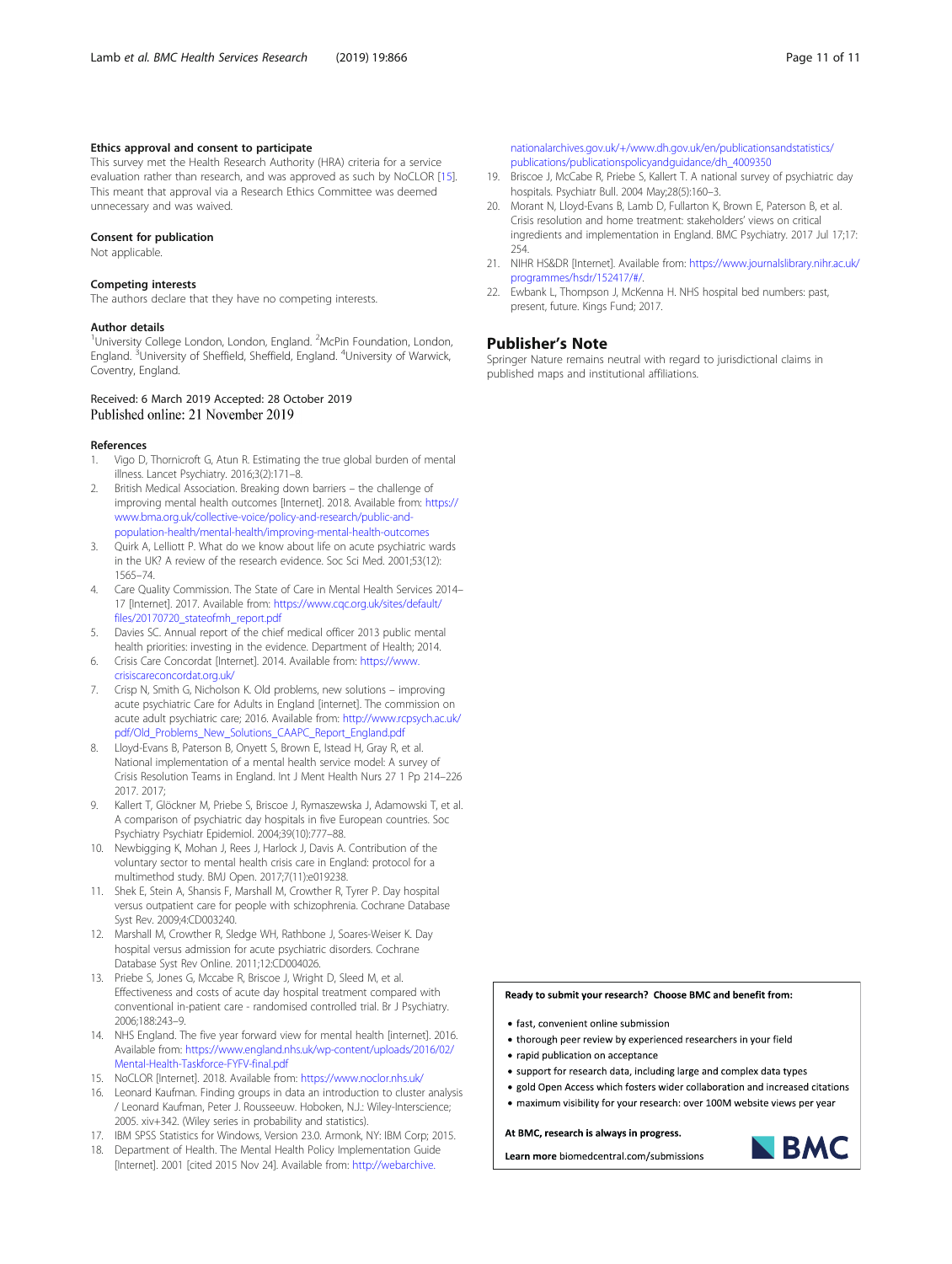### Ethics approval and consent to participate

This survey met the Health Research Authority (HRA) criteria for a service evaluation rather than research, and was approved as such by NoCLOR [15]. This meant that approval via a Research Ethics Committee was deemed unnecessary and was waived.

### Consent for publication

Not applicable.

### Competing interests

The authors declare that they have no competing interests.

### Author details

[1]University College London, London, England. [2]McPin Foundation, London, England. [3]University of Sheffield, Sheffield, England. [4]University of Warwick, Coventry, England.

Received: 6 March 2019 Accepted: 28 October 2019
Published online: 21 November 2019

### References

1. Vigo D, Thornicroft G, Atun R. Estimating the true global burden of mental illness. Lancet Psychiatry. 2016;3(2):171–8.
2. British Medical Association. Breaking down barriers – the challenge of improving mental health outcomes [Internet]. 2018. Available from: https://www.bma.org.uk/collective-voice/policy-and-research/public-and-population-health/mental-health/improving-mental-health-outcomes
3. Quirk A, Lelliott P. What do we know about life on acute psychiatric wards in the UK? A review of the research evidence. Soc Sci Med. 2001;53(12):1565–74.
4. Care Quality Commission. The State of Care in Mental Health Services 2014–17 [Internet]. 2017. Available from: https://www.cqc.org.uk/sites/default/files/20170720_stateofmh_report.pdf
5. Davies SC. Annual report of the chief medical officer 2013 public mental health priorities: investing in the evidence. Department of Health; 2014.
6. Crisis Care Concordat [Internet]. 2014. Available from: https://www.crisiscareconcordat.org.uk/
7. Crisp N, Smith G, Nicholson K. Old problems, new solutions – improving acute psychiatric Care for Adults in England [internet]. The commission on acute adult psychiatric care; 2016. Available from: http://www.rcpsych.ac.uk/pdf/Old_Problems_New_Solutions_CAAPC_Report_England.pdf
8. Lloyd-Evans B, Paterson B, Onyett S, Brown E, Istead H, Gray R, et al. National implementation of a mental health service model: A survey of Crisis Resolution Teams in England. Int J Ment Health Nurs 27 1 Pp 214–226 2017. 2017;
9. Kallert T, Glöckner M, Priebe S, Briscoe J, Rymaszewska J, Adamowski T, et al. A comparison of psychiatric day hospitals in five European countries. Soc Psychiatry Psychiatr Epidemiol. 2004;39(10):777–88.
10. Newbigging K, Mohan J, Rees J, Harlock J, Davis A. Contribution of the voluntary sector to mental health crisis care in England: protocol for a multimethod study. BMJ Open. 2017;7(11):e019238.
11. Shek E, Stein A, Shansis F, Marshall M, Crowther R, Tyrer P. Day hospital versus outpatient care for people with schizophrenia. Cochrane Database Syst Rev. 2009;4:CD003240.
12. Marshall M, Crowther R, Sledge WH, Rathbone J, Soares-Weiser K. Day hospital versus admission for acute psychiatric disorders. Cochrane Database Syst Rev Online. 2011;12:CD004026.
13. Priebe S, Jones G, Mccabe R, Briscoe J, Wright D, Sleed M, et al. Effectiveness and costs of acute day hospital treatment compared with conventional in-patient care - randomised controlled trial. Br J Psychiatry. 2006;188:243–9.
14. NHS England. The five year forward view for mental health [internet]. 2016. Available from: https://www.england.nhs.uk/wp-content/uploads/2016/02/Mental-Health-Taskforce-FYFV-final.pdf
15. NoCLOR [Internet]. 2018. Available from: https://www.noclor.nhs.uk/
16. Leonard Kaufman. Finding groups in data an introduction to cluster analysis / Leonard Kaufman, Peter J. Rousseeuw. Hoboken, N.J.: Wiley-Interscience; 2005. xiv+342. (Wiley series in probability and statistics).
17. IBM SPSS Statistics for Windows, Version 23.0. Armonk, NY: IBM Corp; 2015.
18. Department of Health. The Mental Health Policy Implementation Guide [Internet]. 2001 [cited 2015 Nov 24]. Available from: http://webarchive.nationalarchives.gov.uk/+/www.dh.gov.uk/en/publicationsandstatistics/publications/publicationspolicyandguidance/dh_4009350
19. Briscoe J, McCabe R, Priebe S, Kallert T. A national survey of psychiatric day hospitals. Psychiatr Bull. 2004 May;28(5):160–3.
20. Morant N, Lloyd-Evans B, Lamb D, Fullarton K, Brown E, Paterson B, et al. Crisis resolution and home treatment: stakeholders' views on critical ingredients and implementation in England. BMC Psychiatry. 2017 Jul 17;17:254.
21. NIHR HS&DR [Internet]. Available from: https://www.journalslibrary.nihr.ac.uk/programmes/hsdr/152417/#/.
22. Ewbank L, Thompson J, McKenna H. NHS hospital bed numbers: past, present, future. Kings Fund; 2017.

## Publisher's Note

Springer Nature remains neutral with regard to jurisdictional claims in published maps and institutional affiliations.

**Ready to submit your research? Choose BMC and benefit from:**

- fast, convenient online submission
- thorough peer review by experienced researchers in your field
- rapid publication on acceptance
- support for research data, including large and complex data types
- gold Open Access which fosters wider collaboration and increased citations
- maximum visibility for your research: over 100M website views per year

**At BMC, research is always in progress.**

**Learn more** biomedcentral.com/submissions

BMC